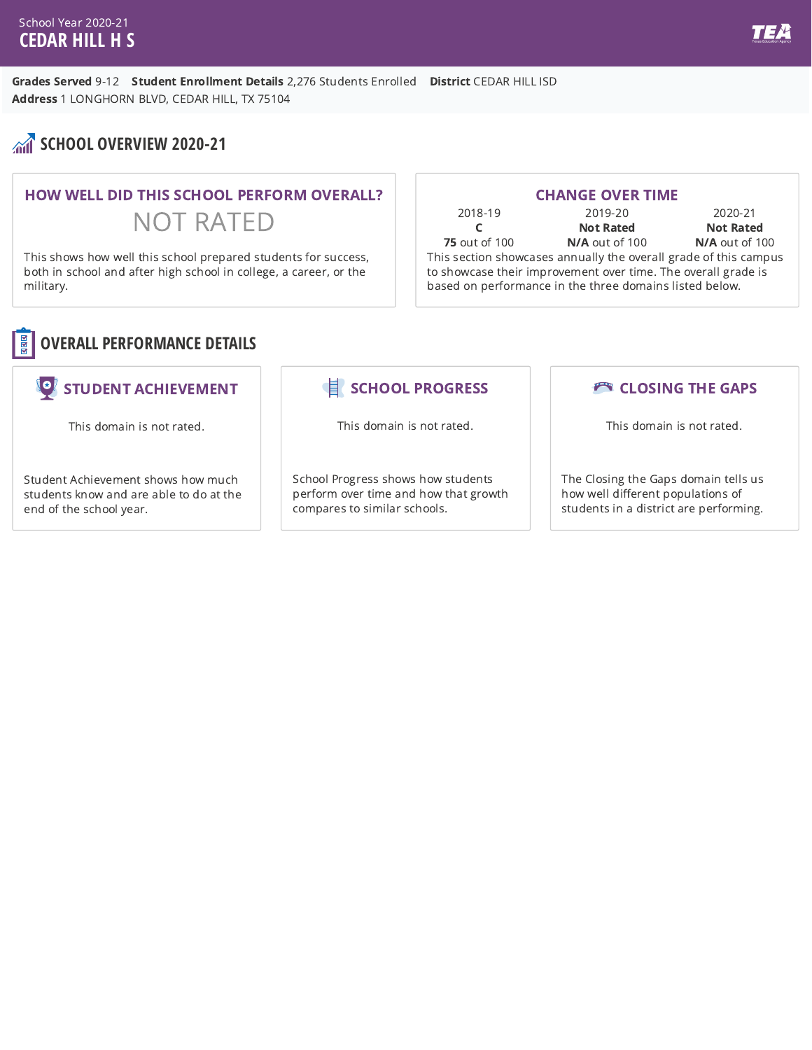School Year 2020-21

# CEDAR HILL H S

**Grades Served** 9-12 **Student Enrollment Details** 2,276 Students Enrolled **District** CEDAR HILL ISD
**Address** 1 LONGHORN BLVD, CEDAR HILL, TX 75104

## SCHOOL OVERVIEW 2020-21

### HOW WELL DID THIS SCHOOL PERFORM OVERALL?

NOT RATED

This shows how well this school prepared students for success, both in school and after high school in college, a career, or the military.

### CHANGE OVER TIME

| 2018-19 | 2019-20 | 2020-21 |
|---|---|---|
| **C** | **Not Rated** | **Not Rated** |
| **75** out of 100 | **N/A** out of 100 | **N/A** out of 100 |

This section showcases annually the overall grade of this campus to showcase their improvement over time. The overall grade is based on performance in the three domains listed below.

## OVERALL PERFORMANCE DETAILS

### STUDENT ACHIEVEMENT

This domain is not rated.

Student Achievement shows how much students know and are able to do at the end of the school year.

### SCHOOL PROGRESS

This domain is not rated.

School Progress shows how students perform over time and how that growth compares to similar schools.

### CLOSING THE GAPS

This domain is not rated.

The Closing the Gaps domain tells us how well different populations of students in a district are performing.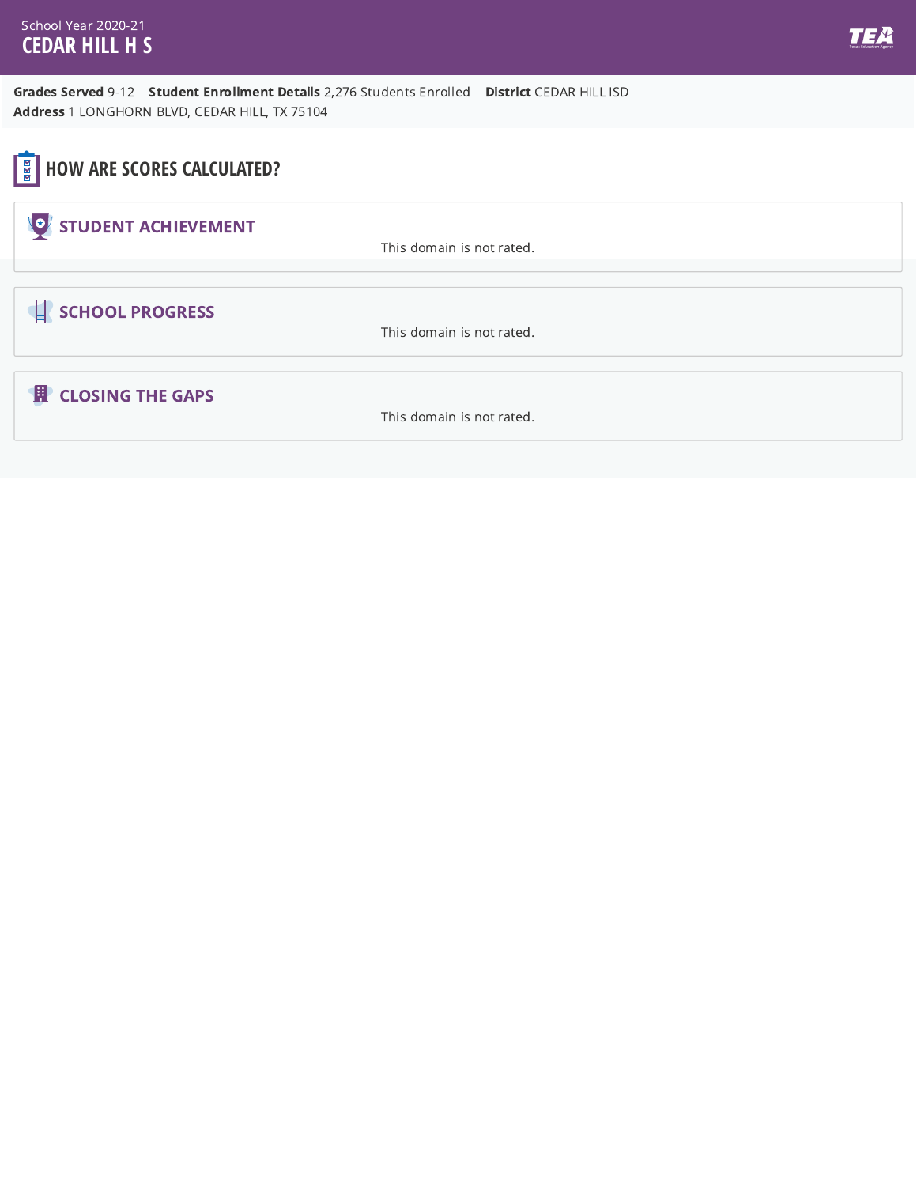School Year 2020-21

# CEDAR HILL H S

**Grades Served** 9-12 **Student Enrollment Details** 2,276 Students Enrolled **District** CEDAR HILL ISD
**Address** 1 LONGHORN BLVD, CEDAR HILL, TX 75104

## HOW ARE SCORES CALCULATED?

### STUDENT ACHIEVEMENT

This domain is not rated.

### SCHOOL PROGRESS

This domain is not rated.

### CLOSING THE GAPS

This domain is not rated.